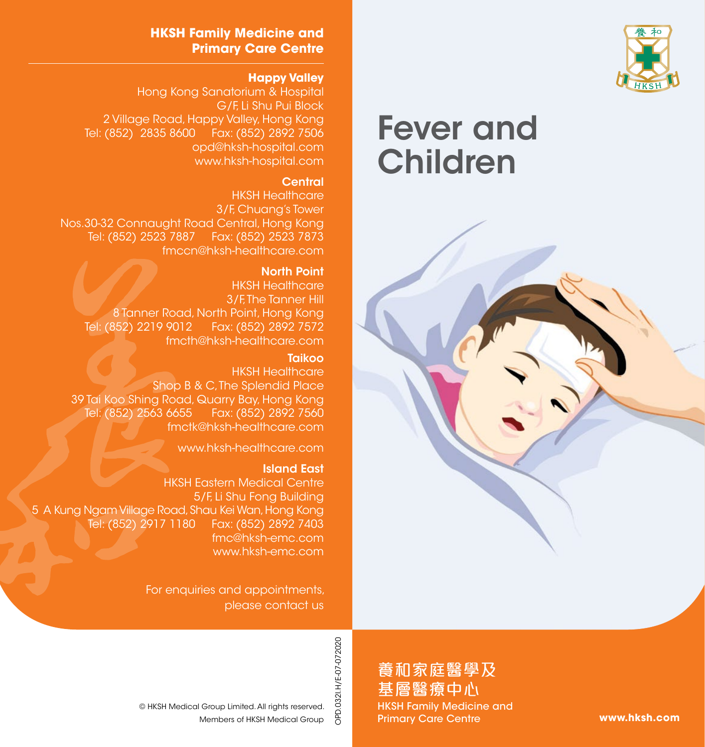# Fever and Children

養和家庭醫學及
基層醫療中心

HKSH Family Medicine and
Primary Care Centre

www.hksh.com

## HKSH Family Medicine and Primary Care Centre

**Happy Valley**
Hong Kong Sanatorium & Hospital
G/F, Li Shu Pui Block
2 Village Road, Happy Valley, Hong Kong
Tel: (852) 2835 8600 Fax: (852) 2892 7506
opd@hksh-hospital.com
www.hksh-hospital.com

**Central**
HKSH Healthcare
3/F, Chuang's Tower
Nos.30-32 Connaught Road Central, Hong Kong
Tel: (852) 2523 7887 Fax: (852) 2523 7873
fmccn@hksh-healthcare.com

**North Point**
HKSH Healthcare
3/F, The Tanner Hill
8 Tanner Road, North Point, Hong Kong
Tel: (852) 2219 9012 Fax: (852) 2892 7572
fmcth@hksh-healthcare.com

**Taikoo**
HKSH Healthcare
Shop B & C, The Splendid Place
39 Tai Koo Shing Road, Quarry Bay, Hong Kong
Tel: (852) 2563 6655 Fax: (852) 2892 7560
fmctk@hksh-healthcare.com

www.hksh-healthcare.com

**Island East**
HKSH Eastern Medical Centre
5/F, Li Shu Fong Building
5 A Kung Ngam Village Road, Shau Kei Wan, Hong Kong
Tel: (852) 2917 1180 Fax: (852) 2892 7403
fmc@hksh-emc.com
www.hksh-emc.com

For enquiries and appointments, please contact us

© HKSH Medical Group Limited. All rights reserved.
Members of HKSH Medical Group

OPD.032I.H/E-07-072020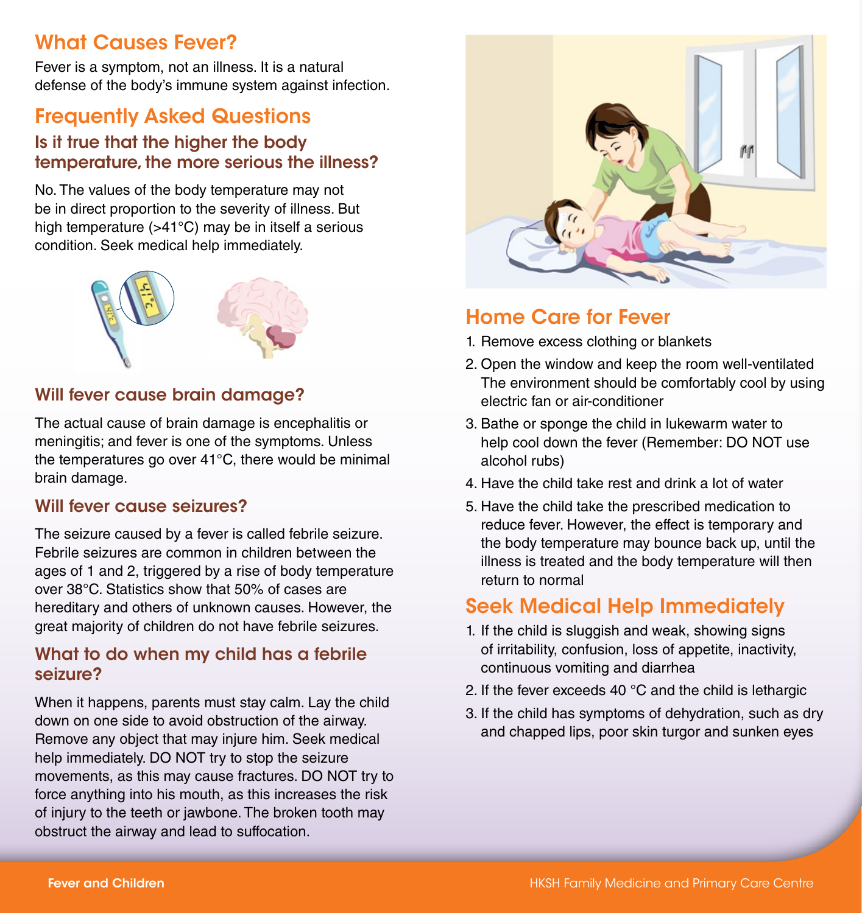## What Causes Fever?

Fever is a symptom, not an illness. It is a natural defense of the body's immune system against infection.

## Frequently Asked Questions

### Is it true that the higher the body temperature, the more serious the illness?

No. The values of the body temperature may not be in direct proportion to the severity of illness. But high temperature (>41°C) may be in itself a serious condition. Seek medical help immediately.

### Will fever cause brain damage?

The actual cause of brain damage is encephalitis or meningitis; and fever is one of the symptoms. Unless the temperatures go over 41°C, there would be minimal brain damage.

### Will fever cause seizures?

The seizure caused by a fever is called febrile seizure. Febrile seizures are common in children between the ages of 1 and 2, triggered by a rise of body temperature over 38°C. Statistics show that 50% of cases are hereditary and others of unknown causes. However, the great majority of children do not have febrile seizures.

### What to do when my child has a febrile seizure?

When it happens, parents must stay calm. Lay the child down on one side to avoid obstruction of the airway. Remove any object that may injure him. Seek medical help immediately. DO NOT try to stop the seizure movements, as this may cause fractures. DO NOT try to force anything into his mouth, as this increases the risk of injury to the teeth or jawbone. The broken tooth may obstruct the airway and lead to suffocation.

## Home Care for Fever

1. Remove excess clothing or blankets
2. Open the window and keep the room well-ventilated The environment should be comfortably cool by using electric fan or air-conditioner
3. Bathe or sponge the child in lukewarm water to help cool down the fever (Remember: DO NOT use alcohol rubs)
4. Have the child take rest and drink a lot of water
5. Have the child take the prescribed medication to reduce fever. However, the effect is temporary and the body temperature may bounce back up, until the illness is treated and the body temperature will then return to normal

## Seek Medical Help Immediately

1. If the child is sluggish and weak, showing signs of irritability, confusion, loss of appetite, inactivity, continuous vomiting and diarrhea
2. If the fever exceeds 40 °C and the child is lethargic
3. If the child has symptoms of dehydration, such as dry and chapped lips, poor skin turgor and sunken eyes